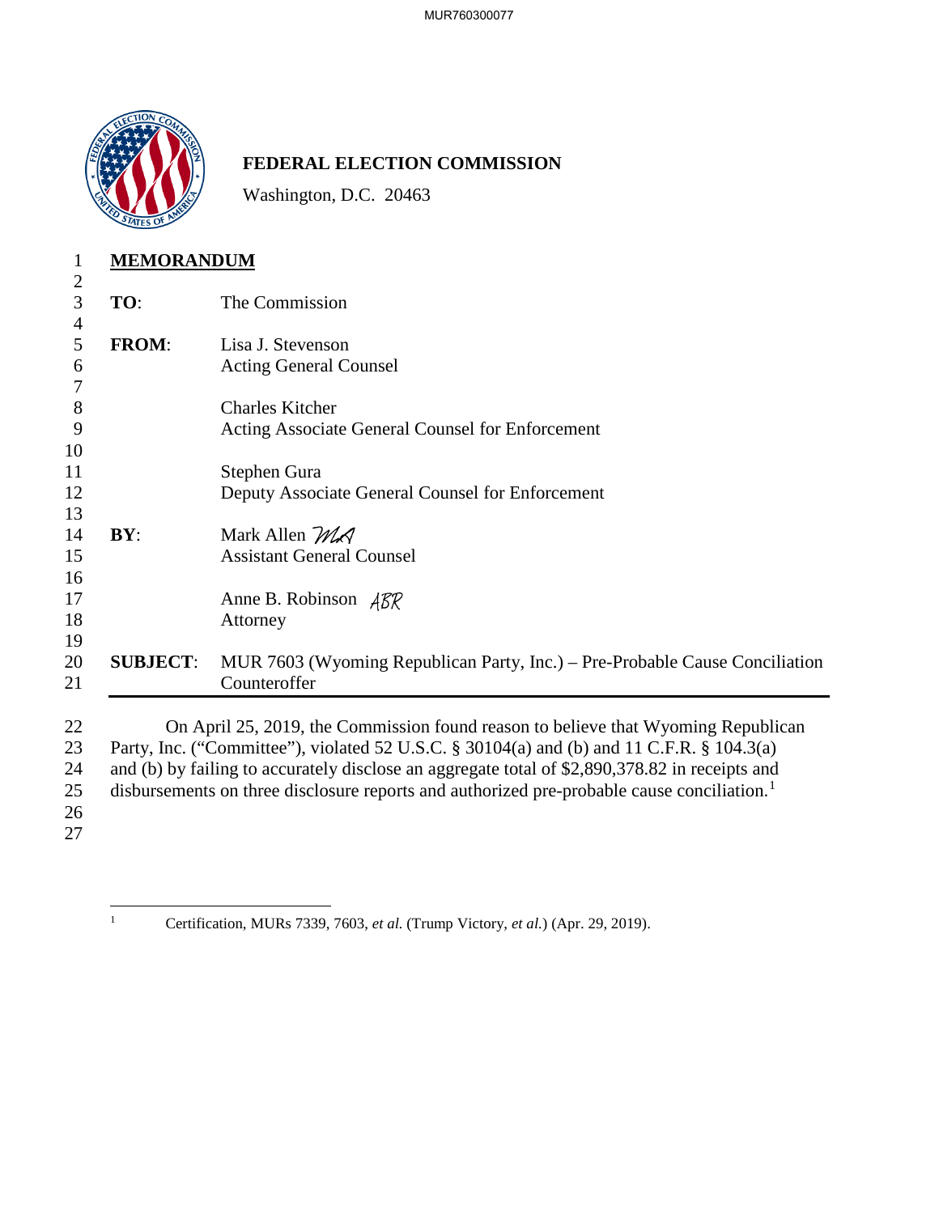# FEDERAL ELECTION COMMISSION

Washington, D.C. 20463

**MEMORANDUM**

**TO**: The Commission

**FROM**: Lisa J. Stevenson
Acting General Counsel

Charles Kitcher
Acting Associate General Counsel for Enforcement

Stephen Gura
Deputy Associate General Counsel for Enforcement

**BY**: Mark Allen *MA*
Assistant General Counsel

Anne B. Robinson *ABR*
Attorney

**SUBJECT**: MUR 7603 (Wyoming Republican Party, Inc.) – Pre-Probable Cause Conciliation Counteroffer

---

On April 25, 2019, the Commission found reason to believe that Wyoming Republican Party, Inc. ("Committee"), violated 52 U.S.C. § 30104(a) and (b) and 11 C.F.R. § 104.3(a) and (b) by failing to accurately disclose an aggregate total of $2,890,378.82 in receipts and disbursements on three disclosure reports and authorized pre-probable cause conciliation.[1]

---

[1] Certification, MURs 7339, 7603, *et al.* (Trump Victory, *et al.*) (Apr. 29, 2019).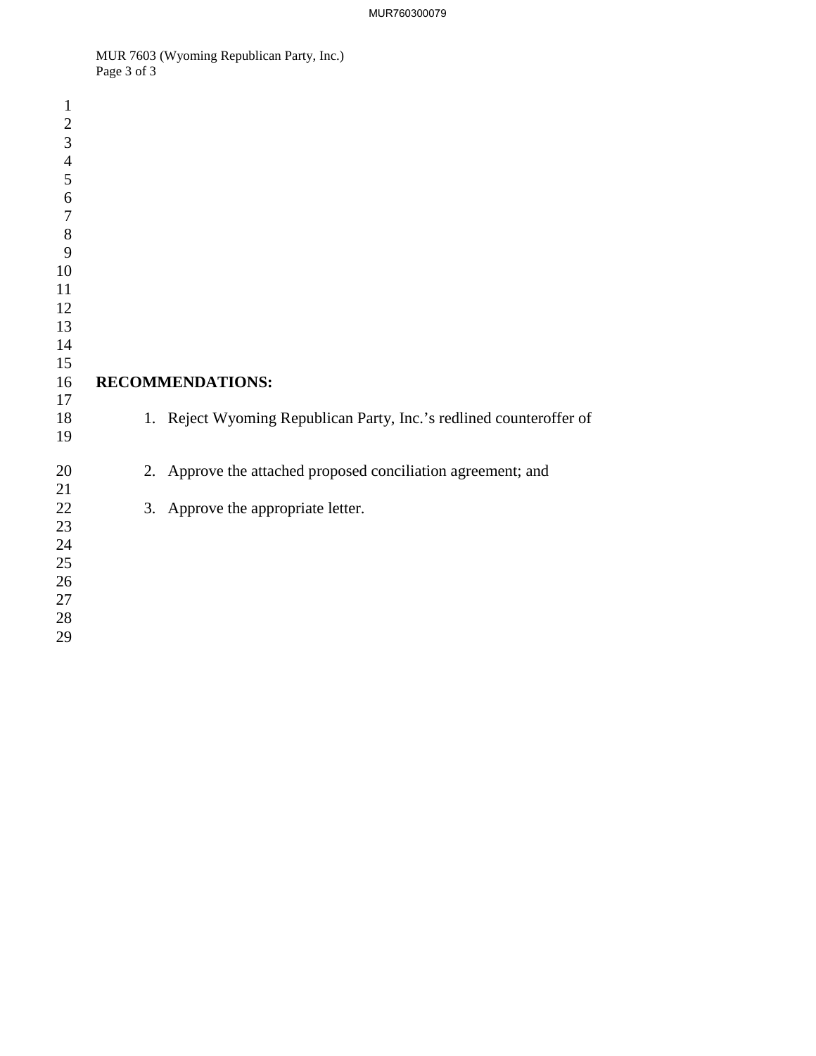**RECOMMENDATIONS:**

1. Reject Wyoming Republican Party, Inc.'s redlined counteroffer of

2. Approve the attached proposed conciliation agreement; and

3. Approve the appropriate letter.